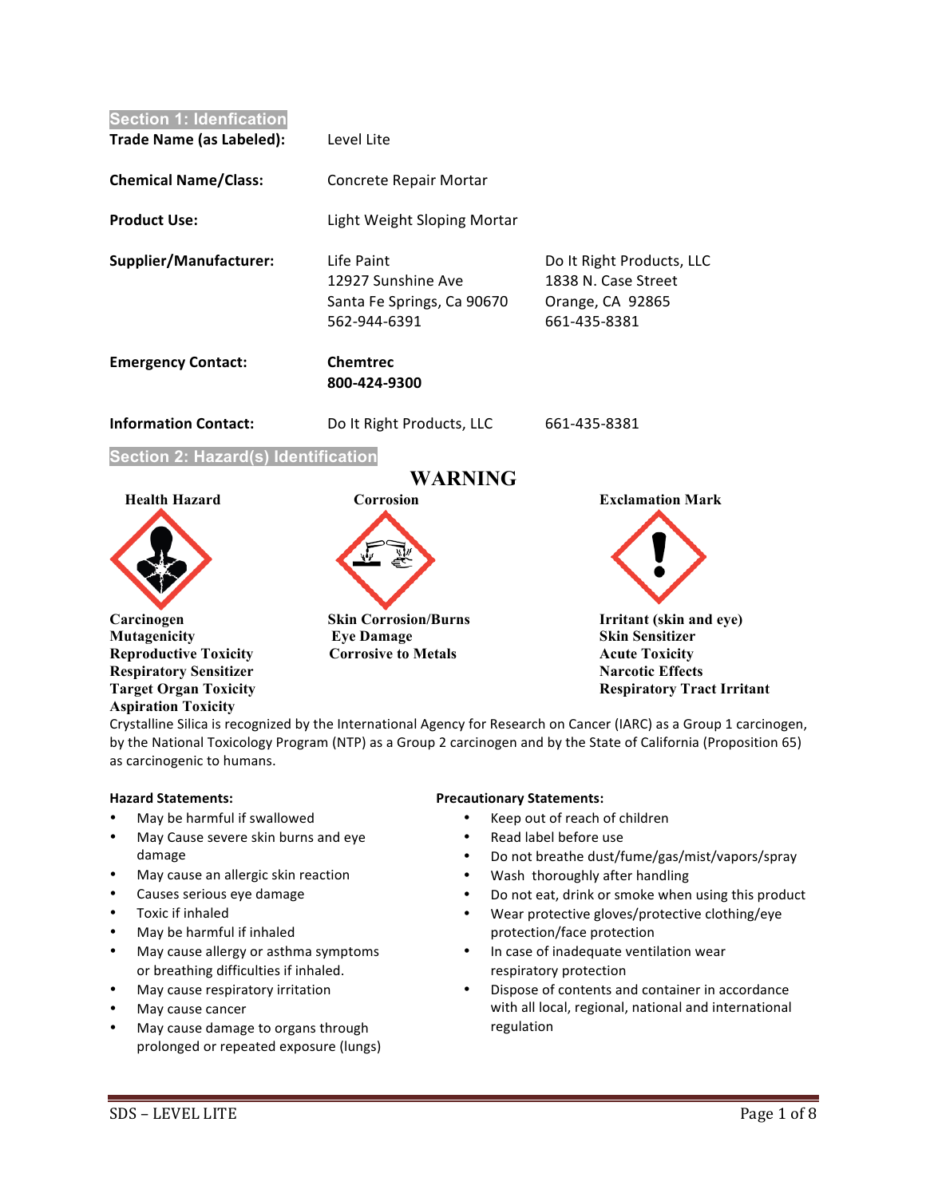## Section 1: Idenfication

| | | |
|---|---|---|
| **Trade Name (as Labeled):** | Level Lite | |
| **Chemical Name/Class:** | Concrete Repair Mortar | |
| **Product Use:** | Light Weight Sloping Mortar | |
| **Supplier/Manufacturer:** | Life Paint<br>12927 Sunshine Ave<br>Santa Fe Springs, Ca 90670<br>562-944-6391 | Do It Right Products, LLC<br>1838 N. Case Street<br>Orange, CA 92865<br>661-435-8381 |
| **Emergency Contact:** | **Chemtrec**<br>**800-424-9300** | |
| **Information Contact:** | Do It Right Products, LLC | 661-435-8381 |

## Section 2: Hazard(s) Identification

**WARNING**

| **Health Hazard** | **Corrosion** | **Exclamation Mark** |
|---|---|---|
| **Carcinogen**<br>**Mutagenicity**<br>**Reproductive Toxicity**<br>**Respiratory Sensitizer**<br>**Target Organ Toxicity**<br>**Aspiration Toxicity** | **Skin Corrosion/Burns**<br>**Eye Damage**<br>**Corrosive to Metals** | **Irritant (skin and eye)**<br>**Skin Sensitizer**<br>**Acute Toxicity**<br>**Narcotic Effects**<br>**Respiratory Tract Irritant** |

Crystalline Silica is recognized by the International Agency for Research on Cancer (IARC) as a Group 1 carcinogen, by the National Toxicology Program (NTP) as a Group 2 carcinogen and by the State of California (Proposition 65) as carcinogenic to humans.

**Hazard Statements:**

- May be harmful if swallowed
- May Cause severe skin burns and eye damage
- May cause an allergic skin reaction
- Causes serious eye damage
- Toxic if inhaled
- May be harmful if inhaled
- May cause allergy or asthma symptoms or breathing difficulties if inhaled.
- May cause respiratory irritation
- May cause cancer
- May cause damage to organs through prolonged or repeated exposure (lungs)

**Precautionary Statements:**

- Keep out of reach of children
- Read label before use
- Do not breathe dust/fume/gas/mist/vapors/spray
- Wash thoroughly after handling
- Do not eat, drink or smoke when using this product
- Wear protective gloves/protective clothing/eye protection/face protection
- In case of inadequate ventilation wear respiratory protection
- Dispose of contents and container in accordance with all local, regional, national and international regulation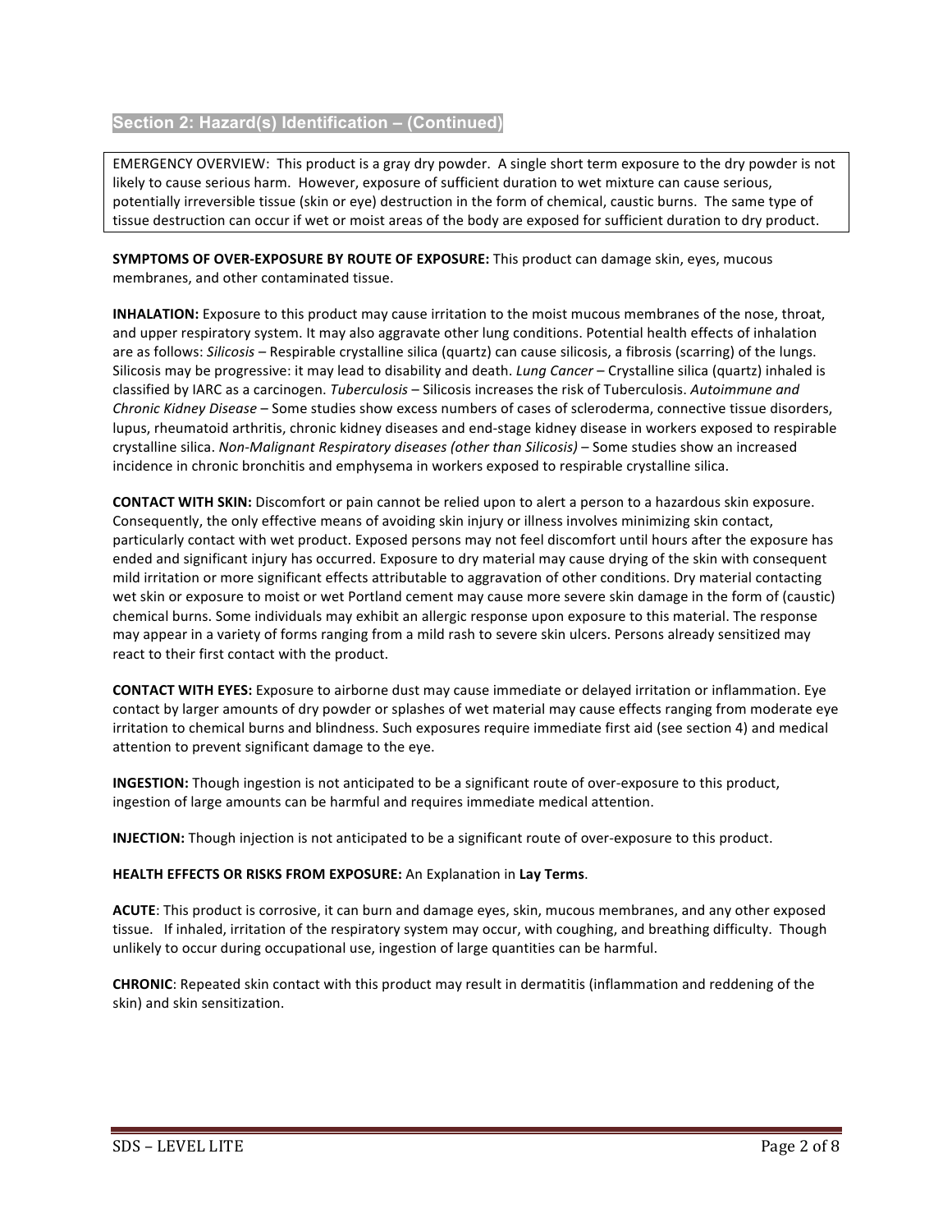## Section 2: Hazard(s) Identification – (Continued)

EMERGENCY OVERVIEW: This product is a gray dry powder. A single short term exposure to the dry powder is not likely to cause serious harm. However, exposure of sufficient duration to wet mixture can cause serious, potentially irreversible tissue (skin or eye) destruction in the form of chemical, caustic burns. The same type of tissue destruction can occur if wet or moist areas of the body are exposed for sufficient duration to dry product.

**SYMPTOMS OF OVER-EXPOSURE BY ROUTE OF EXPOSURE:** This product can damage skin, eyes, mucous membranes, and other contaminated tissue.

**INHALATION:** Exposure to this product may cause irritation to the moist mucous membranes of the nose, throat, and upper respiratory system. It may also aggravate other lung conditions. Potential health effects of inhalation are as follows: *Silicosis* – Respirable crystalline silica (quartz) can cause silicosis, a fibrosis (scarring) of the lungs. Silicosis may be progressive: it may lead to disability and death. *Lung Cancer* – Crystalline silica (quartz) inhaled is classified by IARC as a carcinogen. *Tuberculosis* – Silicosis increases the risk of Tuberculosis. *Autoimmune and Chronic Kidney Disease* – Some studies show excess numbers of cases of scleroderma, connective tissue disorders, lupus, rheumatoid arthritis, chronic kidney diseases and end-stage kidney disease in workers exposed to respirable crystalline silica. *Non-Malignant Respiratory diseases (other than Silicosis)* – Some studies show an increased incidence in chronic bronchitis and emphysema in workers exposed to respirable crystalline silica.

**CONTACT WITH SKIN:** Discomfort or pain cannot be relied upon to alert a person to a hazardous skin exposure. Consequently, the only effective means of avoiding skin injury or illness involves minimizing skin contact, particularly contact with wet product. Exposed persons may not feel discomfort until hours after the exposure has ended and significant injury has occurred. Exposure to dry material may cause drying of the skin with consequent mild irritation or more significant effects attributable to aggravation of other conditions. Dry material contacting wet skin or exposure to moist or wet Portland cement may cause more severe skin damage in the form of (caustic) chemical burns. Some individuals may exhibit an allergic response upon exposure to this material. The response may appear in a variety of forms ranging from a mild rash to severe skin ulcers. Persons already sensitized may react to their first contact with the product.

**CONTACT WITH EYES:** Exposure to airborne dust may cause immediate or delayed irritation or inflammation. Eye contact by larger amounts of dry powder or splashes of wet material may cause effects ranging from moderate eye irritation to chemical burns and blindness. Such exposures require immediate first aid (see section 4) and medical attention to prevent significant damage to the eye.

**INGESTION:** Though ingestion is not anticipated to be a significant route of over-exposure to this product, ingestion of large amounts can be harmful and requires immediate medical attention.

**INJECTION:** Though injection is not anticipated to be a significant route of over-exposure to this product.

**HEALTH EFFECTS OR RISKS FROM EXPOSURE:** An Explanation in **Lay Terms**.

**ACUTE**: This product is corrosive, it can burn and damage eyes, skin, mucous membranes, and any other exposed tissue. If inhaled, irritation of the respiratory system may occur, with coughing, and breathing difficulty. Though unlikely to occur during occupational use, ingestion of large quantities can be harmful.

**CHRONIC**: Repeated skin contact with this product may result in dermatitis (inflammation and reddening of the skin) and skin sensitization.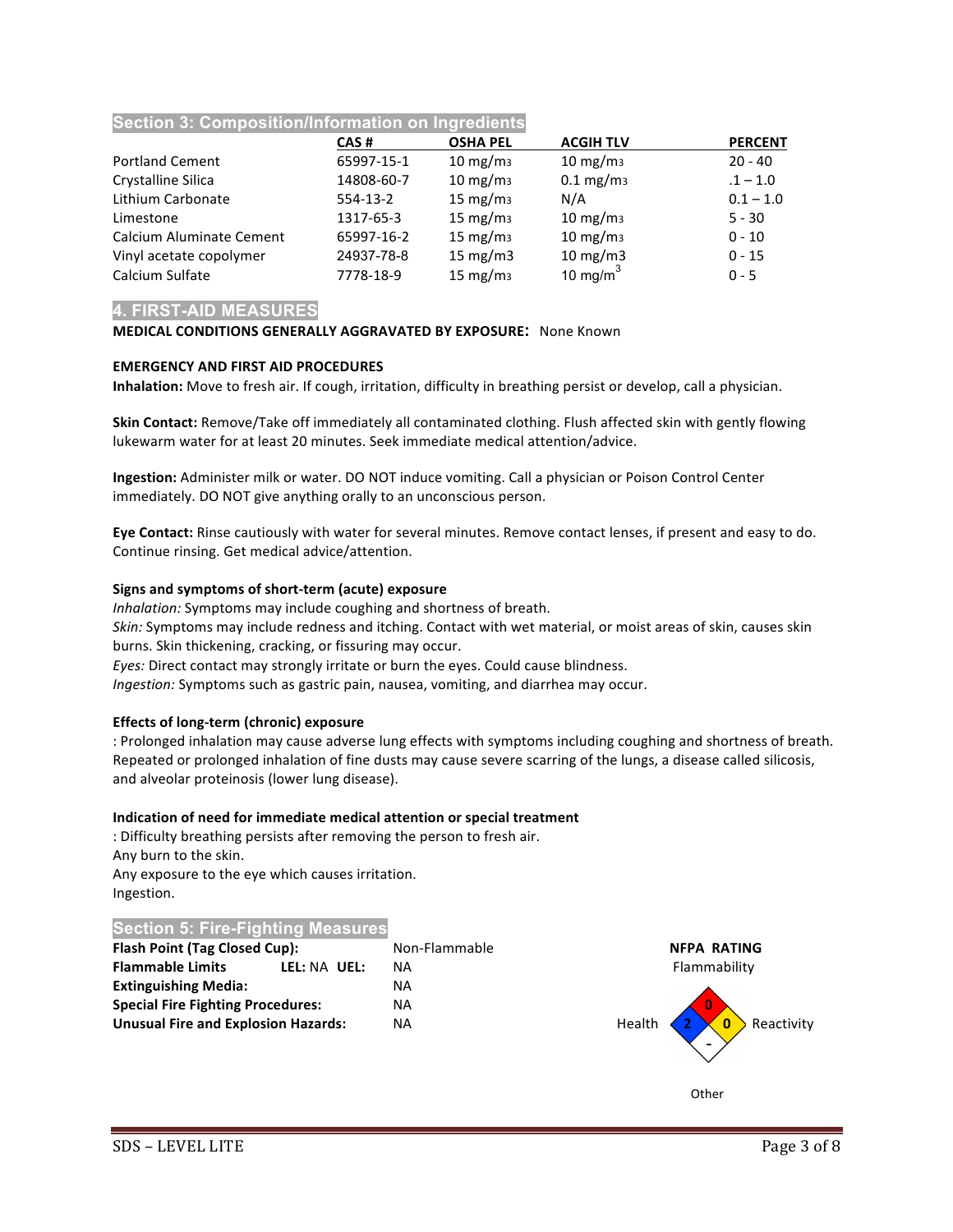## Section 3: Composition/Information on Ingredients

| | CAS # | OSHA PEL | ACGIH TLV | PERCENT |
|---|---|---|---|---|
| Portland Cement | 65997-15-1 | 10 $mg/m^3$ | 10 $mg/m^3$ | 20 - 40 |
| Crystalline Silica | 14808-60-7 | 10 $mg/m^3$ | 0.1 $mg/m^3$ | .1 – 1.0 |
| Lithium Carbonate | 554-13-2 | 15 $mg/m^3$ | N/A | 0.1 – 1.0 |
| Limestone | 1317-65-3 | 15 $mg/m^3$ | 10 $mg/m^3$ | 5 - 30 |
| Calcium Aluminate Cement | 65997-16-2 | 15 $mg/m^3$ | 10 $mg/m^3$ | 0 - 10 |
| Vinyl acetate copolymer | 24937-78-8 | 15 mg/m3 | 10 mg/m3 | 0 - 15 |
| Calcium Sulfate | 7778-18-9 | 15 $mg/m^3$ | 10 $mg/m^3$ | 0 - 5 |

## 4. FIRST-AID MEASURES

**MEDICAL CONDITIONS GENERALLY AGGRAVATED BY EXPOSURE:** None Known

**EMERGENCY AND FIRST AID PROCEDURES**

**Inhalation:** Move to fresh air. If cough, irritation, difficulty in breathing persist or develop, call a physician.

**Skin Contact:** Remove/Take off immediately all contaminated clothing. Flush affected skin with gently flowing lukewarm water for at least 20 minutes. Seek immediate medical attention/advice.

**Ingestion:** Administer milk or water. DO NOT induce vomiting. Call a physician or Poison Control Center immediately. DO NOT give anything orally to an unconscious person.

**Eye Contact:** Rinse cautiously with water for several minutes. Remove contact lenses, if present and easy to do. Continue rinsing. Get medical advice/attention.

**Signs and symptoms of short-term (acute) exposure**

*Inhalation:* Symptoms may include coughing and shortness of breath.
*Skin:* Symptoms may include redness and itching. Contact with wet material, or moist areas of skin, causes skin burns. Skin thickening, cracking, or fissuring may occur.
*Eyes:* Direct contact may strongly irritate or burn the eyes. Could cause blindness.
*Ingestion:* Symptoms such as gastric pain, nausea, vomiting, and diarrhea may occur.

**Effects of long-term (chronic) exposure**

: Prolonged inhalation may cause adverse lung effects with symptoms including coughing and shortness of breath. Repeated or prolonged inhalation of fine dusts may cause severe scarring of the lungs, a disease called silicosis, and alveolar proteinosis (lower lung disease).

**Indication of need for immediate medical attention or special treatment**

: Difficulty breathing persists after removing the person to fresh air.
Any burn to the skin.
Any exposure to the eye which causes irritation.
Ingestion.

## Section 5: Fire-Fighting Measures

| | |
|---|---|
| **Flash Point (Tag Closed Cup):** | Non-Flammable |
| **Flammable Limits** LEL: NA **UEL:** | NA |
| **Extinguishing Media:** | NA |
| **Special Fire Fighting Procedures:** | NA |
| **Unusual Fire and Explosion Hazards:** | NA |

**NFPA RATING**

- Flammability: 0
- Health: 2
- Reactivity: 0
- Other: -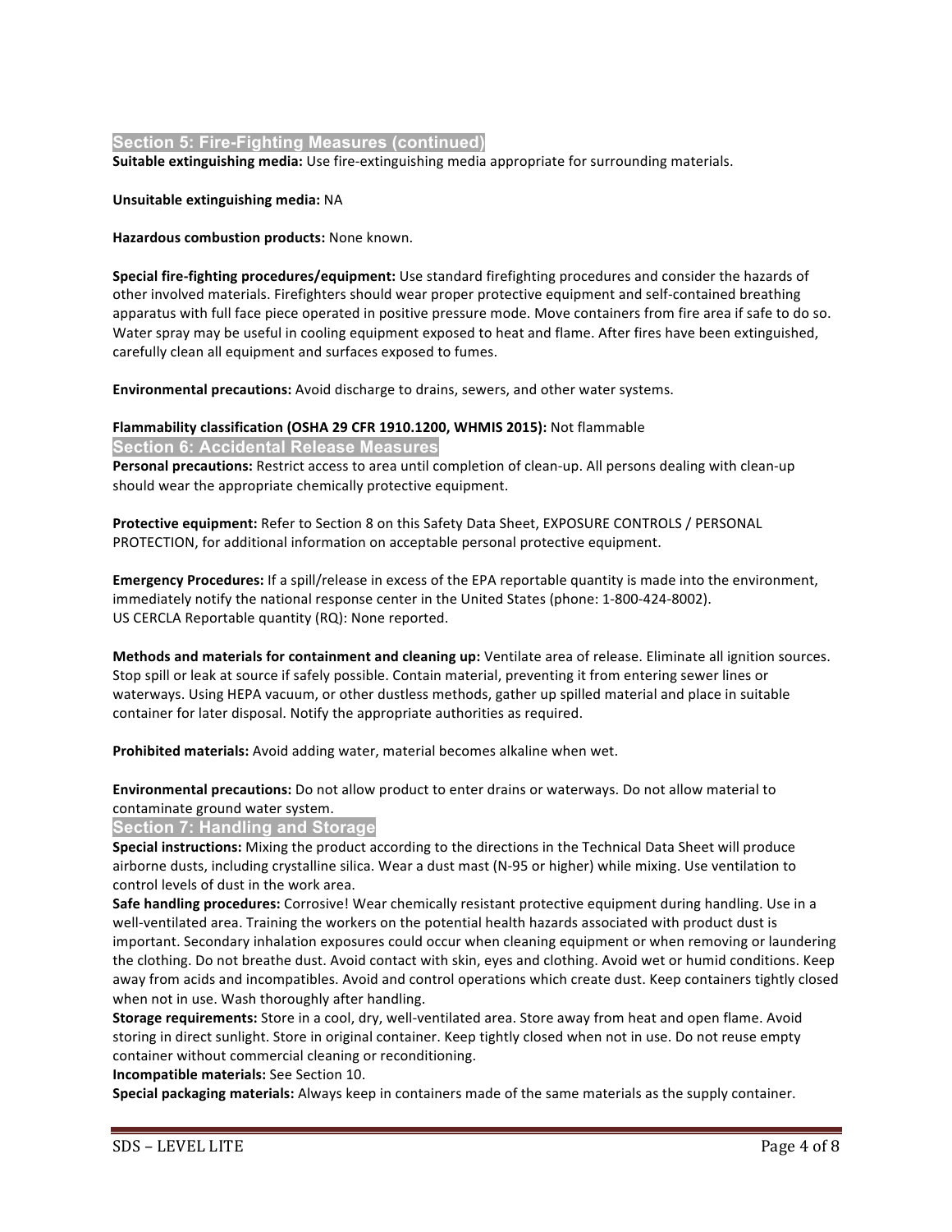## Section 5: Fire-Fighting Measures (continued)

**Suitable extinguishing media:** Use fire-extinguishing media appropriate for surrounding materials.

**Unsuitable extinguishing media:** NA

**Hazardous combustion products:** None known.

**Special fire-fighting procedures/equipment:** Use standard firefighting procedures and consider the hazards of other involved materials. Firefighters should wear proper protective equipment and self-contained breathing apparatus with full face piece operated in positive pressure mode. Move containers from fire area if safe to do so. Water spray may be useful in cooling equipment exposed to heat and flame. After fires have been extinguished, carefully clean all equipment and surfaces exposed to fumes.

**Environmental precautions:** Avoid discharge to drains, sewers, and other water systems.

**Flammability classification (OSHA 29 CFR 1910.1200, WHMIS 2015):** Not flammable

## Section 6: Accidental Release Measures

**Personal precautions:** Restrict access to area until completion of clean-up. All persons dealing with clean-up should wear the appropriate chemically protective equipment.

**Protective equipment:** Refer to Section 8 on this Safety Data Sheet, EXPOSURE CONTROLS / PERSONAL PROTECTION, for additional information on acceptable personal protective equipment.

**Emergency Procedures:** If a spill/release in excess of the EPA reportable quantity is made into the environment, immediately notify the national response center in the United States (phone: 1-800-424-8002).
US CERCLA Reportable quantity (RQ): None reported.

**Methods and materials for containment and cleaning up:** Ventilate area of release. Eliminate all ignition sources. Stop spill or leak at source if safely possible. Contain material, preventing it from entering sewer lines or waterways. Using HEPA vacuum, or other dustless methods, gather up spilled material and place in suitable container for later disposal. Notify the appropriate authorities as required.

**Prohibited materials:** Avoid adding water, material becomes alkaline when wet.

**Environmental precautions:** Do not allow product to enter drains or waterways. Do not allow material to contaminate ground water system.

## Section 7: Handling and Storage

**Special instructions:** Mixing the product according to the directions in the Technical Data Sheet will produce airborne dusts, including crystalline silica. Wear a dust mast (N-95 or higher) while mixing. Use ventilation to control levels of dust in the work area.

**Safe handling procedures:** Corrosive! Wear chemically resistant protective equipment during handling. Use in a well-ventilated area. Training the workers on the potential health hazards associated with product dust is important. Secondary inhalation exposures could occur when cleaning equipment or when removing or laundering the clothing. Do not breathe dust. Avoid contact with skin, eyes and clothing. Avoid wet or humid conditions. Keep away from acids and incompatibles. Avoid and control operations which create dust. Keep containers tightly closed when not in use. Wash thoroughly after handling.

**Storage requirements:** Store in a cool, dry, well-ventilated area. Store away from heat and open flame. Avoid storing in direct sunlight. Store in original container. Keep tightly closed when not in use. Do not reuse empty container without commercial cleaning or reconditioning.

**Incompatible materials:** See Section 10.

**Special packaging materials:** Always keep in containers made of the same materials as the supply container.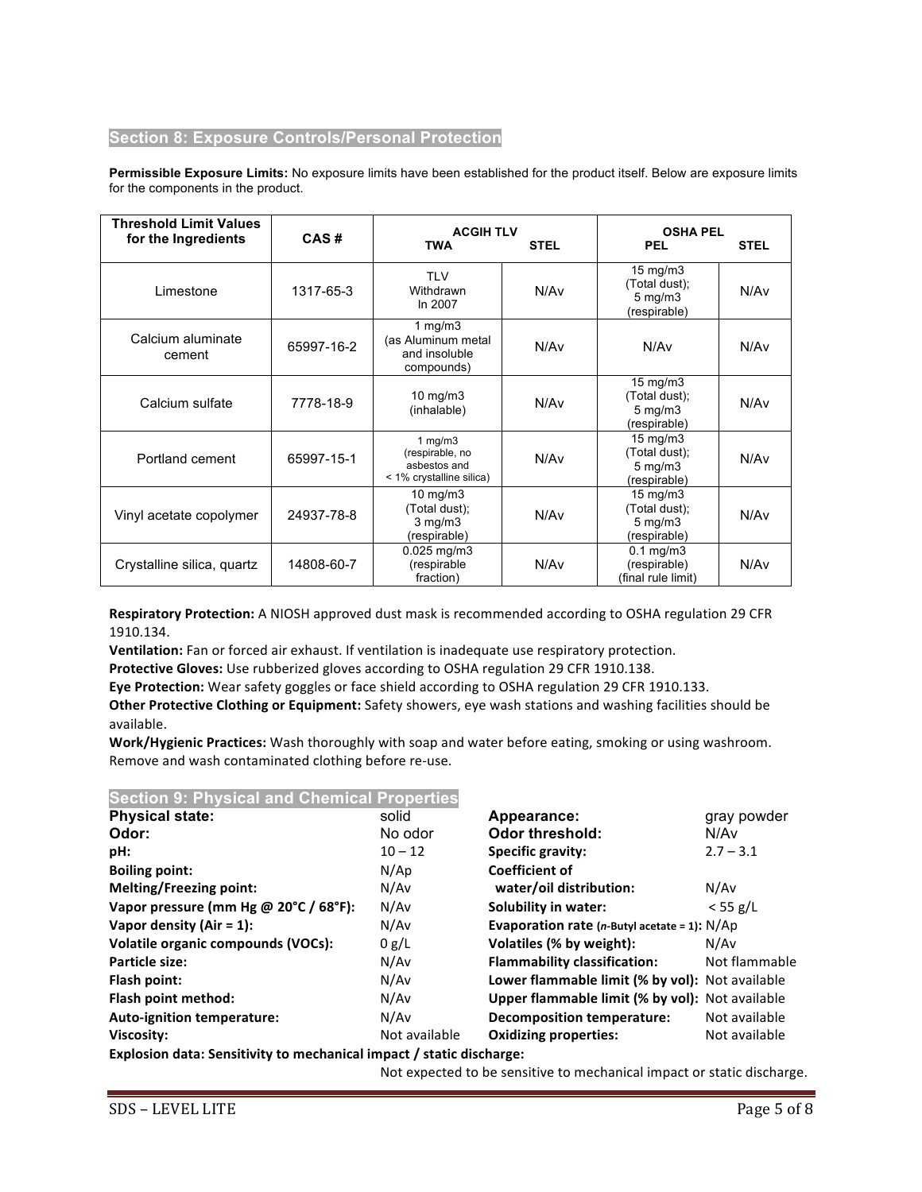## Section 8: Exposure Controls/Personal Protection

**Permissible Exposure Limits:** No exposure limits have been established for the product itself. Below are exposure limits for the components in the product.

| Threshold Limit Values for the Ingredients | CAS # | ACGIH TLV | | OSHA PEL | |
|---|---|---|---|---|---|
| | | TWA | STEL | PEL | STEL |
| Limestone | 1317-65-3 | TLV Withdrawn In 2007 | N/Av | 15 mg/m3 (Total dust); 5 mg/m3 (respirable) | N/Av |
| Calcium aluminate cement | 65997-16-2 | 1 mg/m3 (as Aluminum metal and insoluble compounds) | N/Av | N/Av | N/Av |
| Calcium sulfate | 7778-18-9 | 10 mg/m3 (inhalable) | N/Av | 15 mg/m3 (Total dust); 5 mg/m3 (respirable) | N/Av |
| Portland cement | 65997-15-1 | 1 mg/m3 (respirable, no asbestos and < 1% crystalline silica) | N/Av | 15 mg/m3 (Total dust); 5 mg/m3 (respirable) | N/Av |
| Vinyl acetate copolymer | 24937-78-8 | 10 mg/m3 (Total dust); 3 mg/m3 (respirable) | N/Av | 15 mg/m3 (Total dust); 5 mg/m3 (respirable) | N/Av |
| Crystalline silica, quartz | 14808-60-7 | 0.025 mg/m3 (respirable fraction) | N/Av | 0.1 mg/m3 (respirable) (final rule limit) | N/Av |

**Respiratory Protection:** A NIOSH approved dust mask is recommended according to OSHA regulation 29 CFR 1910.134.

**Ventilation:** Fan or forced air exhaust. If ventilation is inadequate use respiratory protection.

**Protective Gloves:** Use rubberized gloves according to OSHA regulation 29 CFR 1910.138.

**Eye Protection:** Wear safety goggles or face shield according to OSHA regulation 29 CFR 1910.133.

**Other Protective Clothing or Equipment:** Safety showers, eye wash stations and washing facilities should be available.

**Work/Hygienic Practices:** Wash thoroughly with soap and water before eating, smoking or using washroom. Remove and wash contaminated clothing before re-use.

## Section 9: Physical and Chemical Properties

| Property | Value | Property | Value |
|---|---|---|---|
| **Physical state:** | solid | **Appearance:** | gray powder |
| **Odor:** | No odor | **Odor threshold:** | N/Av |
| **pH:** | 10 – 12 | **Specific gravity:** | 2.7 – 3.1 |
| **Boiling point:** | N/Ap | **Coefficient of water/oil distribution:** | N/Av |
| **Melting/Freezing point:** | N/Av | | |
| **Vapor pressure (mm Hg @ 20°C / 68°F):** | N/Av | **Solubility in water:** | < 55 g/L |
| **Vapor density (Air = 1):** | N/Av | **Evaporation rate (*n*-Butyl acetate = 1):** | N/Ap |
| **Volatile organic compounds (VOCs):** | 0 g/L | **Volatiles (% by weight):** | N/Av |
| **Particle size:** | N/Av | **Flammability classification:** | Not flammable |
| **Flash point:** | N/Av | **Lower flammable limit (% by vol):** | Not available |
| **Flash point method:** | N/Av | **Upper flammable limit (% by vol):** | Not available |
| **Auto-ignition temperature:** | N/Av | **Decomposition temperature:** | Not available |
| **Viscosity:** | Not available | **Oxidizing properties:** | Not available |

**Explosion data: Sensitivity to mechanical impact / static discharge:**
Not expected to be sensitive to mechanical impact or static discharge.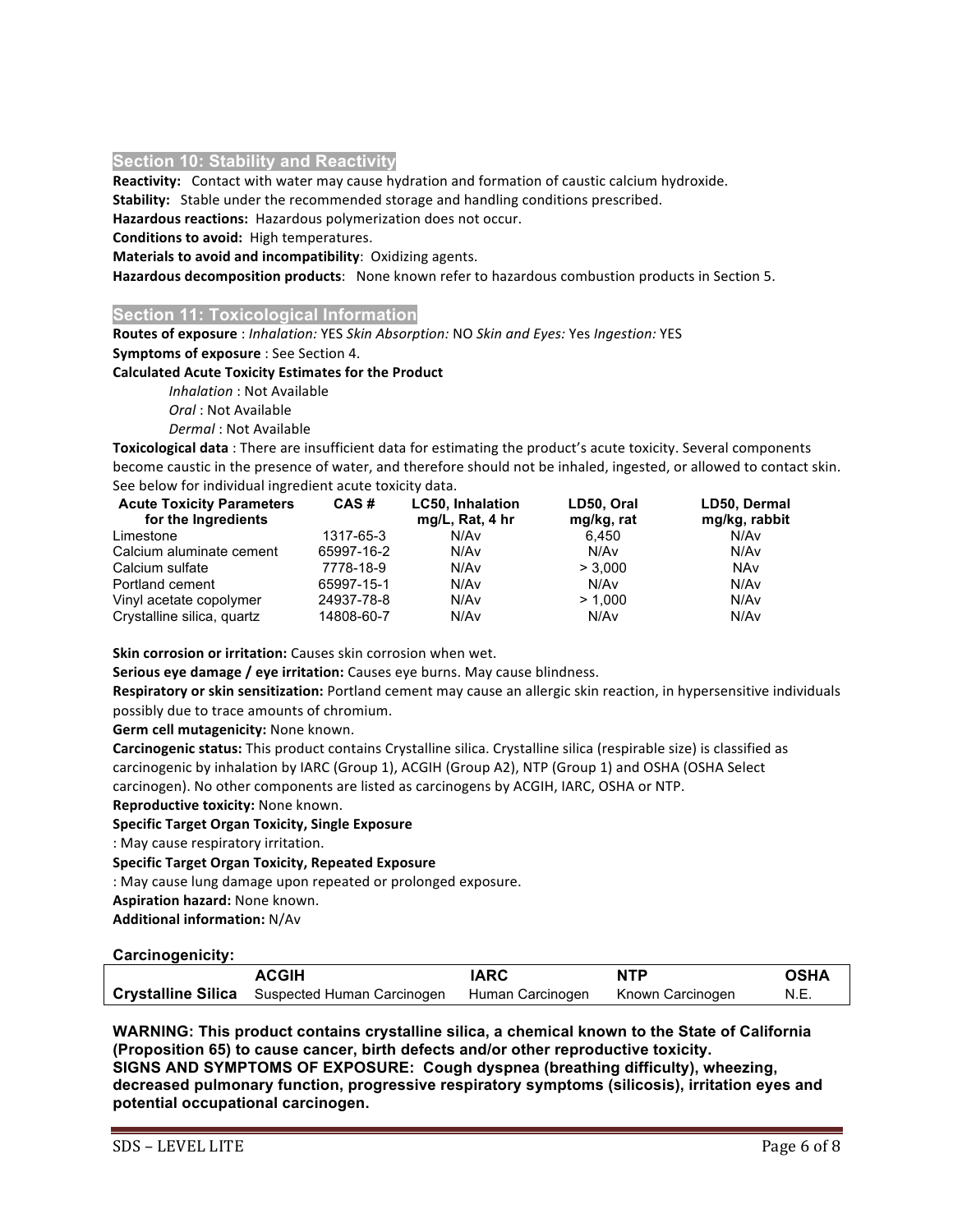## Section 10: Stability and Reactivity

**Reactivity:** Contact with water may cause hydration and formation of caustic calcium hydroxide.
**Stability:** Stable under the recommended storage and handling conditions prescribed.
**Hazardous reactions:** Hazardous polymerization does not occur.
**Conditions to avoid:** High temperatures.
**Materials to avoid and incompatibility**: Oxidizing agents.
**Hazardous decomposition products**: None known refer to hazardous combustion products in Section 5.

## Section 11: Toxicological Information

**Routes of exposure** : *Inhalation:* YES *Skin Absorption:* NO *Skin and Eyes:* Yes *Ingestion:* YES
**Symptoms of exposure** : See Section 4.
**Calculated Acute Toxicity Estimates for the Product**

*Inhalation* : Not Available
*Oral* : Not Available
*Dermal* : Not Available

**Toxicological data** : There are insufficient data for estimating the product's acute toxicity. Several components become caustic in the presence of water, and therefore should not be inhaled, ingested, or allowed to contact skin. See below for individual ingredient acute toxicity data.

| Acute Toxicity Parameters for the Ingredients | CAS # | LC50, Inhalation mg/L, Rat, 4 hr | LD50, Oral mg/kg, rat | LD50, Dermal mg/kg, rabbit |
|---|---|---|---|---|
| Limestone | 1317-65-3 | N/Av | 6,450 | N/Av |
| Calcium aluminate cement | 65997-16-2 | N/Av | N/Av | N/Av |
| Calcium sulfate | 7778-18-9 | N/Av | > 3,000 | NAv |
| Portland cement | 65997-15-1 | N/Av | N/Av | N/Av |
| Vinyl acetate copolymer | 24937-78-8 | N/Av | > 1,000 | N/Av |
| Crystalline silica, quartz | 14808-60-7 | N/Av | N/Av | N/Av |

**Skin corrosion or irritation:** Causes skin corrosion when wet.
**Serious eye damage / eye irritation:** Causes eye burns. May cause blindness.
**Respiratory or skin sensitization:** Portland cement may cause an allergic skin reaction, in hypersensitive individuals possibly due to trace amounts of chromium.
**Germ cell mutagenicity:** None known.
**Carcinogenic status:** This product contains Crystalline silica. Crystalline silica (respirable size) is classified as carcinogenic by inhalation by IARC (Group 1), ACGIH (Group A2), NTP (Group 1) and OSHA (OSHA Select carcinogen). No other components are listed as carcinogens by ACGIH, IARC, OSHA or NTP.
**Reproductive toxicity:** None known.
**Specific Target Organ Toxicity, Single Exposure**
: May cause respiratory irritation.
**Specific Target Organ Toxicity, Repeated Exposure**
: May cause lung damage upon repeated or prolonged exposure.
**Aspiration hazard:** None known.
**Additional information:** N/Av

**Carcinogenicity:**

| | ACGIH | IARC | NTP | OSHA |
|---|---|---|---|---|
| **Crystalline Silica** | Suspected Human Carcinogen | Human Carcinogen | Known Carcinogen | N.E. |

**WARNING: This product contains crystalline silica, a chemical known to the State of California (Proposition 65) to cause cancer, birth defects and/or other reproductive toxicity.**
**SIGNS AND SYMPTOMS OF EXPOSURE: Cough dyspnea (breathing difficulty), wheezing, decreased pulmonary function, progressive respiratory symptoms (silicosis), irritation eyes and potential occupational carcinogen.**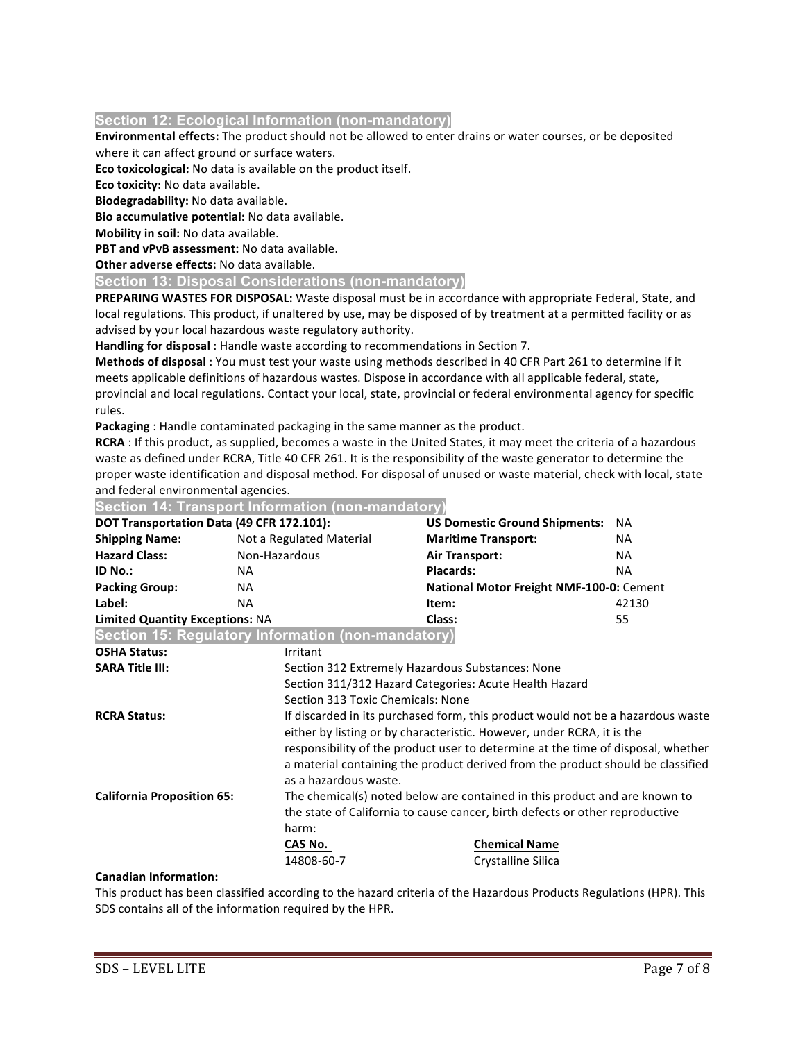## Section 12: Ecological Information (non-mandatory)

**Environmental effects:** The product should not be allowed to enter drains or water courses, or be deposited where it can affect ground or surface waters.

**Eco toxicological:** No data is available on the product itself.

**Eco toxicity:** No data available.

**Biodegradability:** No data available.

**Bio accumulative potential:** No data available.

**Mobility in soil:** No data available.

**PBT and vPvB assessment:** No data available.

**Other adverse effects:** No data available.

## Section 13: Disposal Considerations (non-mandatory)

**PREPARING WASTES FOR DISPOSAL:** Waste disposal must be in accordance with appropriate Federal, State, and local regulations. This product, if unaltered by use, may be disposed of by treatment at a permitted facility or as advised by your local hazardous waste regulatory authority.

**Handling for disposal** : Handle waste according to recommendations in Section 7.

**Methods of disposal** : You must test your waste using methods described in 40 CFR Part 261 to determine if it meets applicable definitions of hazardous wastes. Dispose in accordance with all applicable federal, state, provincial and local regulations. Contact your local, state, provincial or federal environmental agency for specific rules.

**Packaging** : Handle contaminated packaging in the same manner as the product.

**RCRA** : If this product, as supplied, becomes a waste in the United States, it may meet the criteria of a hazardous waste as defined under RCRA, Title 40 CFR 261. It is the responsibility of the waste generator to determine the proper waste identification and disposal method. For disposal of unused or waste material, check with local, state and federal environmental agencies.

## Section 14: Transport Information (non-mandatory)

| | | | |
|---|---|---|---|
| **DOT Transportation Data (49 CFR 172.101):** | | **US Domestic Ground Shipments:** | NA |
| **Shipping Name:** | Not a Regulated Material | **Maritime Transport:** | NA |
| **Hazard Class:** | Non-Hazardous | **Air Transport:** | NA |
| **ID No.:** | NA | **Placards:** | NA |
| **Packing Group:** | NA | **National Motor Freight NMF-100-0:** | Cement |
| **Label:** | NA | **Item:** | 42130 |
| **Limited Quantity Exceptions:** | NA | **Class:** | 55 |

## Section 15: Regulatory Information (non-mandatory)

**OSHA Status:** Irritant

**SARA Title III:**
Section 312 Extremely Hazardous Substances: None
Section 311/312 Hazard Categories: Acute Health Hazard
Section 313 Toxic Chemicals: None

**RCRA Status:** If discarded in its purchased form, this product would not be a hazardous waste either by listing or by characteristic. However, under RCRA, it is the responsibility of the product user to determine at the time of disposal, whether a material containing the product derived from the product should be classified as a hazardous waste.

**California Proposition 65:** The chemical(s) noted below are contained in this product and are known to the state of California to cause cancer, birth defects or other reproductive harm:

| CAS No. | Chemical Name |
|---|---|
| 14808-60-7 | Crystalline Silica |

**Canadian Information:**

This product has been classified according to the hazard criteria of the Hazardous Products Regulations (HPR). This SDS contains all of the information required by the HPR.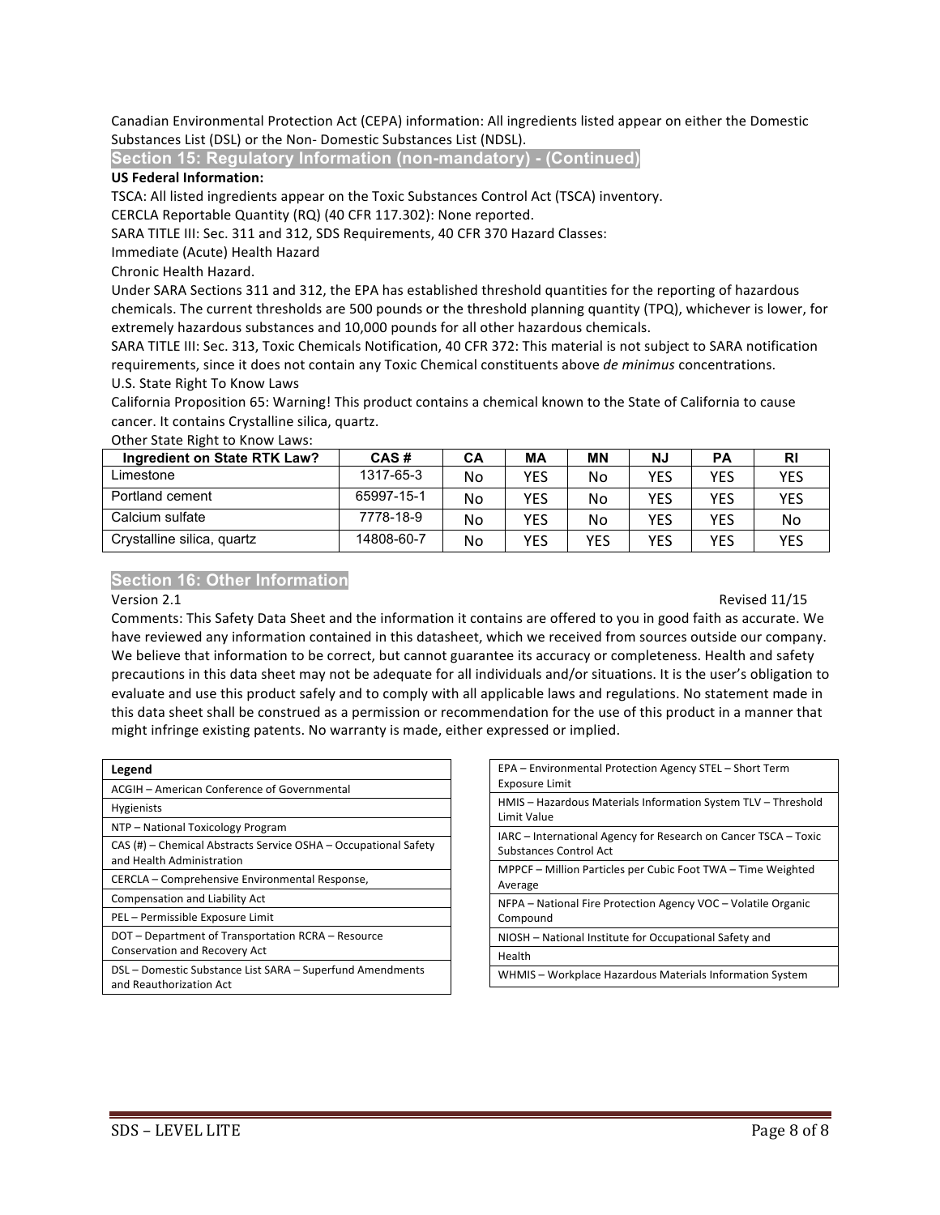Canadian Environmental Protection Act (CEPA) information: All ingredients listed appear on either the Domestic Substances List (DSL) or the Non- Domestic Substances List (NDSL).

## Section 15: Regulatory Information (non-mandatory) - (Continued)

**US Federal Information:**

TSCA: All listed ingredients appear on the Toxic Substances Control Act (TSCA) inventory.

CERCLA Reportable Quantity (RQ) (40 CFR 117.302): None reported.

SARA TITLE III: Sec. 311 and 312, SDS Requirements, 40 CFR 370 Hazard Classes:

Immediate (Acute) Health Hazard

Chronic Health Hazard.

Under SARA Sections 311 and 312, the EPA has established threshold quantities for the reporting of hazardous chemicals. The current thresholds are 500 pounds or the threshold planning quantity (TPQ), whichever is lower, for extremely hazardous substances and 10,000 pounds for all other hazardous chemicals.

SARA TITLE III: Sec. 313, Toxic Chemicals Notification, 40 CFR 372: This material is not subject to SARA notification requirements, since it does not contain any Toxic Chemical constituents above *de minimus* concentrations.

U.S. State Right To Know Laws

California Proposition 65: Warning! This product contains a chemical known to the State of California to cause cancer. It contains Crystalline silica, quartz.

Other State Right to Know Laws:

| Ingredient on State RTK Law? | CAS # | CA | MA | MN | NJ | PA | RI |
|---|---|---|---|---|---|---|---|
| Limestone | 1317-65-3 | No | YES | No | YES | YES | YES |
| Portland cement | 65997-15-1 | No | YES | No | YES | YES | YES |
| Calcium sulfate | 7778-18-9 | No | YES | No | YES | YES | No |
| Crystalline silica, quartz | 14808-60-7 | No | YES | YES | YES | YES | YES |

## Section 16: Other Information

Version 2.1 Revised 11/15

Comments: This Safety Data Sheet and the information it contains are offered to you in good faith as accurate. We have reviewed any information contained in this datasheet, which we received from sources outside our company. We believe that information to be correct, but cannot guarantee its accuracy or completeness. Health and safety precautions in this data sheet may not be adequate for all individuals and/or situations. It is the user's obligation to evaluate and use this product safely and to comply with all applicable laws and regulations. No statement made in this data sheet shall be construed as a permission or recommendation for the use of this product in a manner that might infringe existing patents. No warranty is made, either expressed or implied.

| Legend |
|---|
| ACGIH – American Conference of Governmental |
| Hygienists |
| NTP – National Toxicology Program |
| CAS (#) – Chemical Abstracts Service OSHA – Occupational Safety and Health Administration |
| CERCLA – Comprehensive Environmental Response, |
| Compensation and Liability Act |
| PEL – Permissible Exposure Limit |
| DOT – Department of Transportation RCRA – Resource Conservation and Recovery Act |
| DSL – Domestic Substance List SARA – Superfund Amendments and Reauthorization Act |

| |
|---|
| EPA – Environmental Protection Agency STEL – Short Term Exposure Limit |
| HMIS – Hazardous Materials Information System TLV – Threshold Limit Value |
| IARC – International Agency for Research on Cancer TSCA – Toxic Substances Control Act |
| MPPCF – Million Particles per Cubic Foot TWA – Time Weighted Average |
| NFPA – National Fire Protection Agency VOC – Volatile Organic Compound |
| NIOSH – National Institute for Occupational Safety and |
| Health |
| WHMIS – Workplace Hazardous Materials Information System |